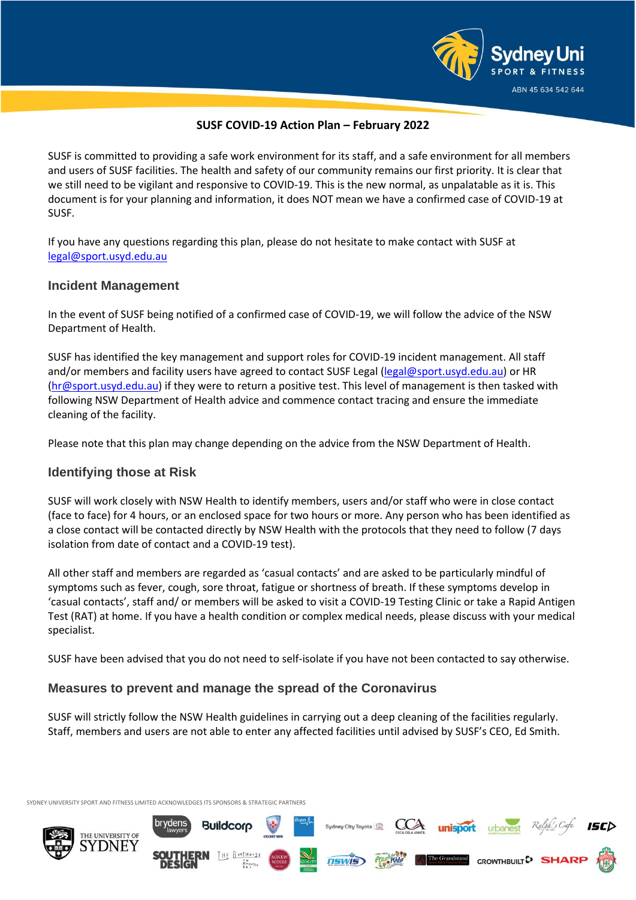## SUSF COVID-19 Action Plan – February 2022

SUSF is committed to providing a safe work environment for its staff, and a safe environment for all members and users of SUSF facilities. The health and safety of our community remains our first priority. It is clear that we still need to be vigilant and responsive to COVID-19. This is the new normal, as unpalatable as it is. This document is for your planning and information, it does NOT mean we have a confirmed case of COVID-19 at SUSF.

If you have any questions regarding this plan, please do not hesitate to make contact with SUSF at legal@sport.usyd.edu.au

### Incident Management

In the event of SUSF being notified of a confirmed case of COVID-19, we will follow the advice of the NSW Department of Health.

SUSF has identified the key management and support roles for COVID-19 incident management. All staff and/or members and facility users have agreed to contact SUSF Legal (legal@sport.usyd.edu.au) or HR (hr@sport.usyd.edu.au) if they were to return a positive test. This level of management is then tasked with following NSW Department of Health advice and commence contact tracing and ensure the immediate cleaning of the facility.

Please note that this plan may change depending on the advice from the NSW Department of Health.

### Identifying those at Risk

SUSF will work closely with NSW Health to identify members, users and/or staff who were in close contact (face to face) for 4 hours, or an enclosed space for two hours or more. Any person who has been identified as a close contact will be contacted directly by NSW Health with the protocols that they need to follow (7 days isolation from date of contact and a COVID-19 test).

All other staff and members are regarded as 'casual contacts' and are asked to be particularly mindful of symptoms such as fever, cough, sore throat, fatigue or shortness of breath. If these symptoms develop in 'casual contacts', staff and/ or members will be asked to visit a COVID-19 Testing Clinic or take a Rapid Antigen Test (RAT) at home. If you have a health condition or complex medical needs, please discuss with your medical specialist.

SUSF have been advised that you do not need to self-isolate if you have not been contacted to say otherwise.

### Measures to prevent and manage the spread of the Coronavirus

SUSF will strictly follow the NSW Health guidelines in carrying out a deep cleaning of the facilities regularly. Staff, members and users are not able to enter any affected facilities until advised by SUSF's CEO, Ed Smith.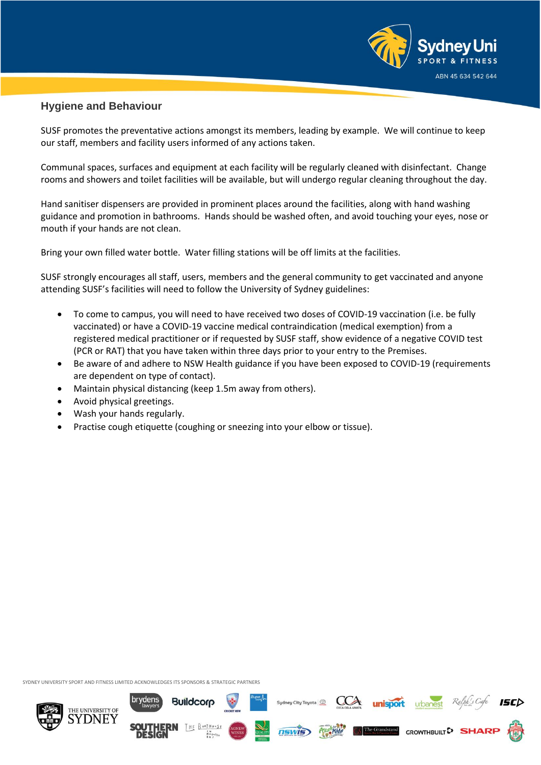## Hygiene and Behaviour

SUSF promotes the preventative actions amongst its members, leading by example. We will continue to keep our staff, members and facility users informed of any actions taken.

Communal spaces, surfaces and equipment at each facility will be regularly cleaned with disinfectant. Change rooms and showers and toilet facilities will be available, but will undergo regular cleaning throughout the day.

Hand sanitiser dispensers are provided in prominent places around the facilities, along with hand washing guidance and promotion in bathrooms. Hands should be washed often, and avoid touching your eyes, nose or mouth if your hands are not clean.

Bring your own filled water bottle. Water filling stations will be off limits at the facilities.

SUSF strongly encourages all staff, users, members and the general community to get vaccinated and anyone attending SUSF's facilities will need to follow the University of Sydney guidelines:

- To come to campus, you will need to have received two doses of COVID-19 vaccination (i.e. be fully vaccinated) or have a COVID-19 vaccine medical contraindication (medical exemption) from a registered medical practitioner or if requested by SUSF staff, show evidence of a negative COVID test (PCR or RAT) that you have taken within three days prior to your entry to the Premises.
- Be aware of and adhere to NSW Health guidance if you have been exposed to COVID-19 (requirements are dependent on type of contact).
- Maintain physical distancing (keep 1.5m away from others).
- Avoid physical greetings.
- Wash your hands regularly.
- Practise cough etiquette (coughing or sneezing into your elbow or tissue).